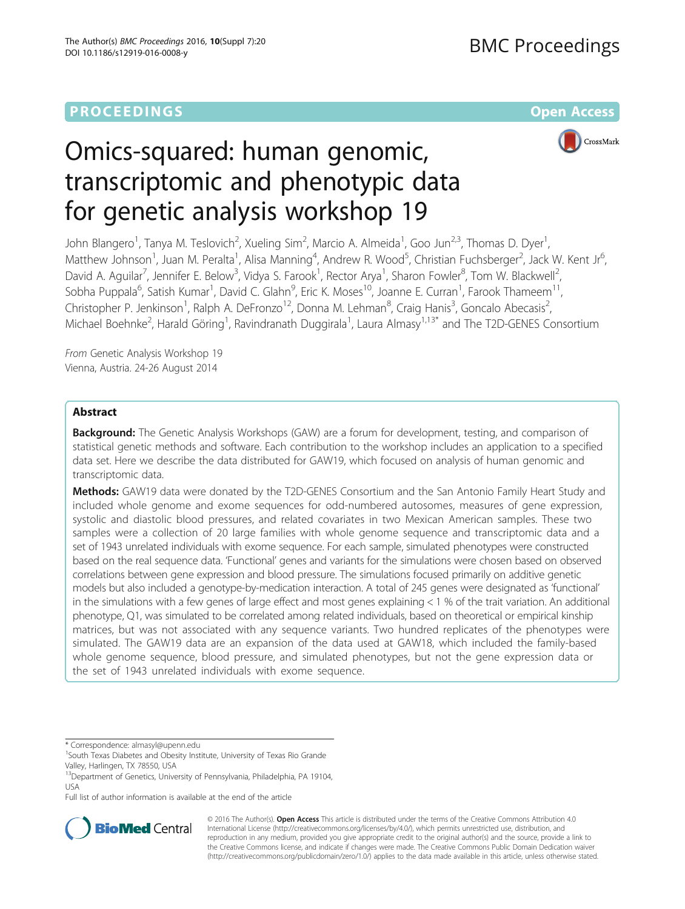PROCEEDINGS **Open Access**

# Omics-squared: human genomic, transcriptomic and phenotypic data for genetic analysis workshop 19

John Blangero[1], Tanya M. Teslovich[2], Xueling Sim[2], Marcio A. Almeida[1], Goo Jun[2,3], Thomas D. Dyer[1], Matthew Johnson[1], Juan M. Peralta[1], Alisa Manning[4], Andrew R. Wood[5], Christian Fuchsberger[2], Jack W. Kent Jr[6], David A. Aguilar[7], Jennifer E. Below[3], Vidya S. Farook[1], Rector Arya[1], Sharon Fowler[8], Tom W. Blackwell[2], Sobha Puppala[6], Satish Kumar[1], David C. Glahn[9], Eric K. Moses[10], Joanne E. Curran[1], Farook Thameem[11], Christopher P. Jenkinson[1], Ralph A. DeFronzo[12], Donna M. Lehman[8], Craig Hanis[3], Goncalo Abecasis[2], Michael Boehnke[2], Harald Göring[1], Ravindranath Duggirala[1], Laura Almasy[1,13]* and The T2D-GENES Consortium

*From* Genetic Analysis Workshop 19
Vienna, Austria. 24-26 August 2014

## Abstract

**Background:** The Genetic Analysis Workshops (GAW) are a forum for development, testing, and comparison of statistical genetic methods and software. Each contribution to the workshop includes an application to a specified data set. Here we describe the data distributed for GAW19, which focused on analysis of human genomic and transcriptomic data.

**Methods:** GAW19 data were donated by the T2D-GENES Consortium and the San Antonio Family Heart Study and included whole genome and exome sequences for odd-numbered autosomes, measures of gene expression, systolic and diastolic blood pressures, and related covariates in two Mexican American samples. These two samples were a collection of 20 large families with whole genome sequence and transcriptomic data and a set of 1943 unrelated individuals with exome sequence. For each sample, simulated phenotypes were constructed based on the real sequence data. 'Functional' genes and variants for the simulations were chosen based on observed correlations between gene expression and blood pressure. The simulations focused primarily on additive genetic models but also included a genotype-by-medication interaction. A total of 245 genes were designated as 'functional' in the simulations with a few genes of large effect and most genes explaining < 1 % of the trait variation. An additional phenotype, Q1, was simulated to be correlated among related individuals, based on theoretical or empirical kinship matrices, but was not associated with any sequence variants. Two hundred replicates of the phenotypes were simulated. The GAW19 data are an expansion of the data used at GAW18, which included the family-based whole genome sequence, blood pressure, and simulated phenotypes, but not the gene expression data or the set of 1943 unrelated individuals with exome sequence.

---

* Correspondence: almasyl@upenn.edu
[1]South Texas Diabetes and Obesity Institute, University of Texas Rio Grande Valley, Harlingen, TX 78550, USA
[13]Department of Genetics, University of Pennsylvania, Philadelphia, PA 19104, USA
Full list of author information is available at the end of the article

© 2016 The Author(s). **Open Access** This article is distributed under the terms of the Creative Commons Attribution 4.0 International License (http://creativecommons.org/licenses/by/4.0/), which permits unrestricted use, distribution, and reproduction in any medium, provided you give appropriate credit to the original author(s) and the source, provide a link to the Creative Commons license, and indicate if changes were made. The Creative Commons Public Domain Dedication waiver (http://creativecommons.org/publicdomain/zero/1.0/) applies to the data made available in this article, unless otherwise stated.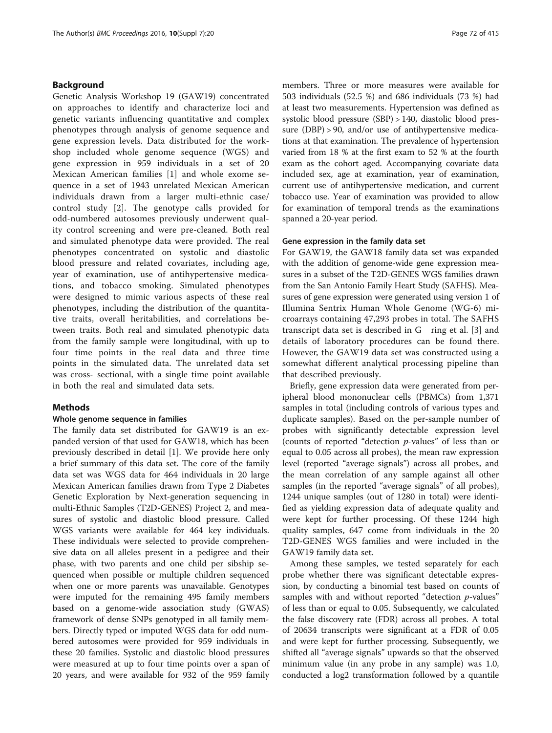## Background

Genetic Analysis Workshop 19 (GAW19) concentrated on approaches to identify and characterize loci and genetic variants influencing quantitative and complex phenotypes through analysis of genome sequence and gene expression levels. Data distributed for the workshop included whole genome sequence (WGS) and gene expression in 959 individuals in a set of 20 Mexican American families [1] and whole exome sequence in a set of 1943 unrelated Mexican American individuals drawn from a larger multi-ethnic case/control study [2]. The genotype calls provided for odd-numbered autosomes previously underwent quality control screening and were pre-cleaned. Both real and simulated phenotype data were provided. The real phenotypes concentrated on systolic and diastolic blood pressure and related covariates, including age, year of examination, use of antihypertensive medications, and tobacco smoking. Simulated phenotypes were designed to mimic various aspects of these real phenotypes, including the distribution of the quantitative traits, overall heritabilities, and correlations between traits. Both real and simulated phenotypic data from the family sample were longitudinal, with up to four time points in the real data and three time points in the simulated data. The unrelated data set was cross- sectional, with a single time point available in both the real and simulated data sets.

## Methods

### Whole genome sequence in families

The family data set distributed for GAW19 is an expanded version of that used for GAW18, which has been previously described in detail [1]. We provide here only a brief summary of this data set. The core of the family data set was WGS data for 464 individuals in 20 large Mexican American families drawn from Type 2 Diabetes Genetic Exploration by Next-generation sequencing in multi-Ethnic Samples (T2D-GENES) Project 2, and measures of systolic and diastolic blood pressure. Called WGS variants were available for 464 key individuals. These individuals were selected to provide comprehensive data on all alleles present in a pedigree and their phase, with two parents and one child per sibship sequenced when possible or multiple children sequenced when one or more parents was unavailable. Genotypes were imputed for the remaining 495 family members based on a genome-wide association study (GWAS) framework of dense SNPs genotyped in all family members. Directly typed or imputed WGS data for odd numbered autosomes were provided for 959 individuals in these 20 families. Systolic and diastolic blood pressures were measured at up to four time points over a span of 20 years, and were available for 932 of the 959 family members. Three or more measures were available for 503 individuals (52.5 %) and 686 individuals (73 %) had at least two measurements. Hypertension was defined as systolic blood pressure (SBP) > 140, diastolic blood pressure (DBP) > 90, and/or use of antihypertensive medications at that examination. The prevalence of hypertension varied from 18 % at the first exam to 52 % at the fourth exam as the cohort aged. Accompanying covariate data included sex, age at examination, year of examination, current use of antihypertensive medication, and current tobacco use. Year of examination was provided to allow for examination of temporal trends as the examinations spanned a 20-year period.

### Gene expression in the family data set

For GAW19, the GAW18 family data set was expanded with the addition of genome-wide gene expression measures in a subset of the T2D-GENES WGS families drawn from the San Antonio Family Heart Study (SAFHS). Measures of gene expression were generated using version 1 of Illumina Sentrix Human Whole Genome (WG-6) microarrays containing 47,293 probes in total. The SAFHS transcript data set is described in G ring et al. [3] and details of laboratory procedures can be found there. However, the GAW19 data set was constructed using a somewhat different analytical processing pipeline than that described previously.

Briefly, gene expression data were generated from peripheral blood mononuclear cells (PBMCs) from 1,371 samples in total (including controls of various types and duplicate samples). Based on the per-sample number of probes with significantly detectable expression level (counts of reported "detection *p*-values" of less than or equal to 0.05 across all probes), the mean raw expression level (reported "average signals") across all probes, and the mean correlation of any sample against all other samples (in the reported "average signals" of all probes), 1244 unique samples (out of 1280 in total) were identified as yielding expression data of adequate quality and were kept for further processing. Of these 1244 high quality samples, 647 come from individuals in the 20 T2D-GENES WGS families and were included in the GAW19 family data set.

Among these samples, we tested separately for each probe whether there was significant detectable expression, by conducting a binomial test based on counts of samples with and without reported "detection *p*-values" of less than or equal to 0.05. Subsequently, we calculated the false discovery rate (FDR) across all probes. A total of 20634 transcripts were significant at a FDR of 0.05 and were kept for further processing. Subsequently, we shifted all "average signals" upwards so that the observed minimum value (in any probe in any sample) was 1.0, conducted a log2 transformation followed by a quantile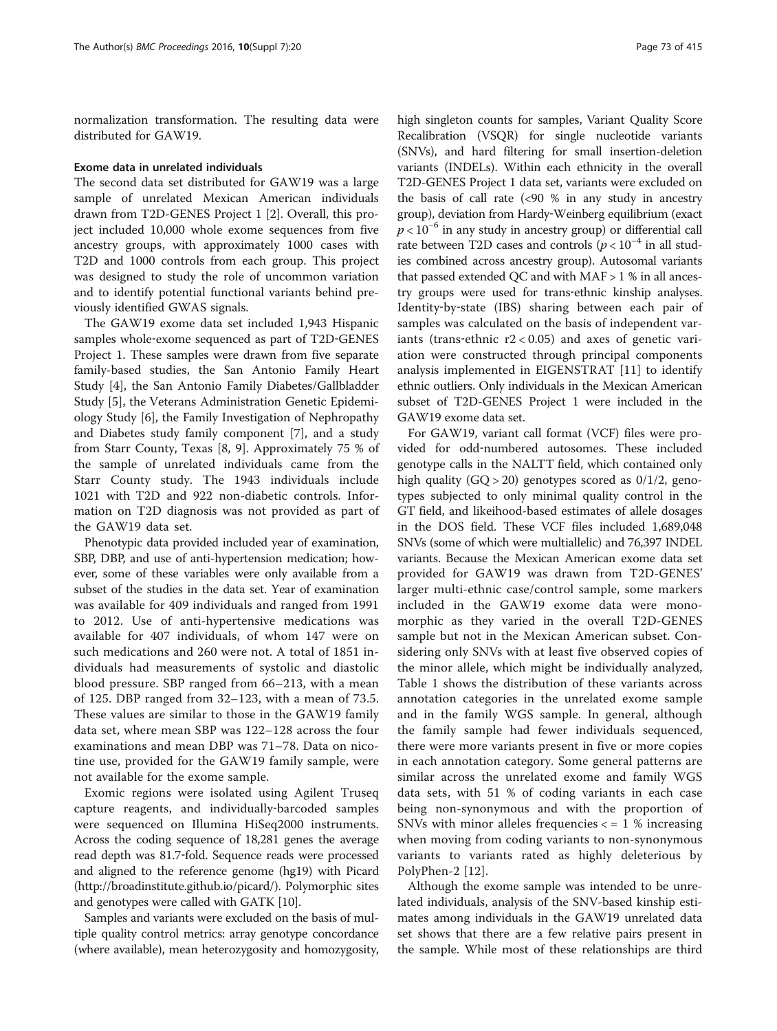normalization transformation. The resulting data were distributed for GAW19.

#### Exome data in unrelated individuals

The second data set distributed for GAW19 was a large sample of unrelated Mexican American individuals drawn from T2D-GENES Project 1 [2]. Overall, this project included 10,000 whole exome sequences from five ancestry groups, with approximately 1000 cases with T2D and 1000 controls from each group. This project was designed to study the role of uncommon variation and to identify potential functional variants behind previously identified GWAS signals.

The GAW19 exome data set included 1,943 Hispanic samples whole-exome sequenced as part of T2D-GENES Project 1. These samples were drawn from five separate family-based studies, the San Antonio Family Heart Study [4], the San Antonio Family Diabetes/Gallbladder Study [5], the Veterans Administration Genetic Epidemiology Study [6], the Family Investigation of Nephropathy and Diabetes study family component [7], and a study from Starr County, Texas [8, 9]. Approximately 75 % of the sample of unrelated individuals came from the Starr County study. The 1943 individuals include 1021 with T2D and 922 non-diabetic controls. Information on T2D diagnosis was not provided as part of the GAW19 data set.

Phenotypic data provided included year of examination, SBP, DBP, and use of anti-hypertension medication; however, some of these variables were only available from a subset of the studies in the data set. Year of examination was available for 409 individuals and ranged from 1991 to 2012. Use of anti-hypertensive medications was available for 407 individuals, of whom 147 were on such medications and 260 were not. A total of 1851 individuals had measurements of systolic and diastolic blood pressure. SBP ranged from 66–213, with a mean of 125. DBP ranged from 32–123, with a mean of 73.5. These values are similar to those in the GAW19 family data set, where mean SBP was 122–128 across the four examinations and mean DBP was 71–78. Data on nicotine use, provided for the GAW19 family sample, were not available for the exome sample.

Exomic regions were isolated using Agilent Truseq capture reagents, and individually-barcoded samples were sequenced on Illumina HiSeq2000 instruments. Across the coding sequence of 18,281 genes the average read depth was 81.7-fold. Sequence reads were processed and aligned to the reference genome (hg19) with Picard (http://broadinstitute.github.io/picard/). Polymorphic sites and genotypes were called with GATK [10].

Samples and variants were excluded on the basis of multiple quality control metrics: array genotype concordance (where available), mean heterozygosity and homozygosity, high singleton counts for samples, Variant Quality Score Recalibration (VSQR) for single nucleotide variants (SNVs), and hard filtering for small insertion-deletion variants (INDELs). Within each ethnicity in the overall T2D-GENES Project 1 data set, variants were excluded on the basis of call rate (<90 % in any study in ancestry group), deviation from Hardy-Weinberg equilibrium (exact $p < 10^{-6}$ in any study in ancestry group) or differential call rate between T2D cases and controls ($p < 10^{-4}$ in all studies combined across ancestry group). Autosomal variants that passed extended QC and with MAF > 1 % in all ancestry groups were used for trans-ethnic kinship analyses. Identity-by-state (IBS) sharing between each pair of samples was calculated on the basis of independent variants (trans-ethnic $r2 < 0.05$) and axes of genetic variation were constructed through principal components analysis implemented in EIGENSTRAT [11] to identify ethnic outliers. Only individuals in the Mexican American subset of T2D-GENES Project 1 were included in the GAW19 exome data set.

For GAW19, variant call format (VCF) files were provided for odd-numbered autosomes. These included genotype calls in the NALTT field, which contained only high quality (GQ > 20) genotypes scored as 0/1/2, genotypes subjected to only minimal quality control in the GT field, and likeihood-based estimates of allele dosages in the DOS field. These VCF files included 1,689,048 SNVs (some of which were multiallelic) and 76,397 INDEL variants. Because the Mexican American exome data set provided for GAW19 was drawn from T2D-GENES' larger multi-ethnic case/control sample, some markers included in the GAW19 exome data were monomorphic as they varied in the overall T2D-GENES sample but not in the Mexican American subset. Considering only SNVs with at least five observed copies of the minor allele, which might be individually analyzed, Table 1 shows the distribution of these variants across annotation categories in the unrelated exome sample and in the family WGS sample. In general, although the family sample had fewer individuals sequenced, there were more variants present in five or more copies in each annotation category. Some general patterns are similar across the unrelated exome and family WGS data sets, with 51 % of coding variants in each case being non-synonymous and with the proportion of SNVs with minor alleles frequencies < = 1 % increasing when moving from coding variants to non-synonymous variants to variants rated as highly deleterious by PolyPhen-2 [12].

Although the exome sample was intended to be unrelated individuals, analysis of the SNV-based kinship estimates among individuals in the GAW19 unrelated data set shows that there are a few relative pairs present in the sample. While most of these relationships are third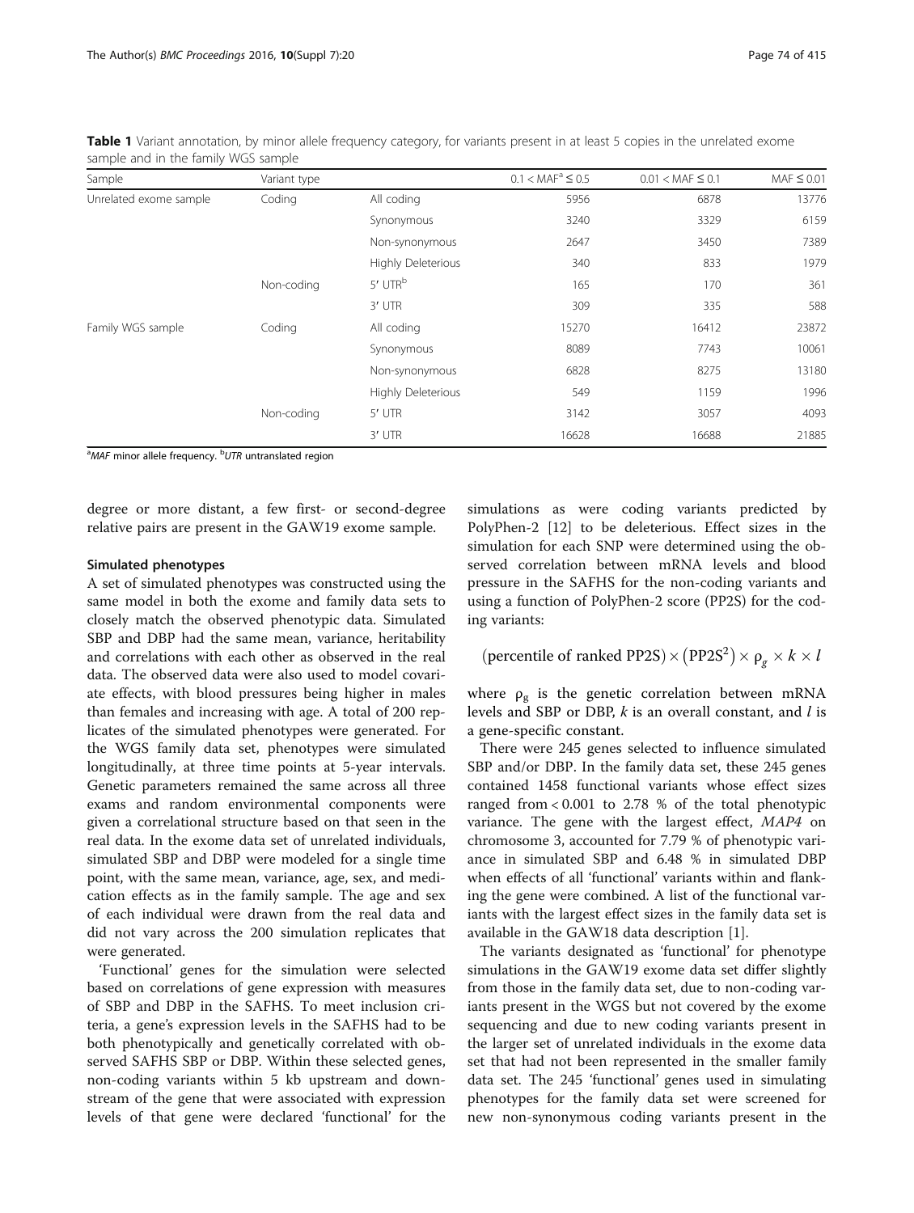**Table 1** Variant annotation, by minor allele frequency category, for variants present in at least 5 copies in the unrelated exome sample and in the family WGS sample

| Sample | Variant type | | 0.1 < MAF[a] ≤ 0.5 | 0.01 < MAF ≤ 0.1 | MAF ≤ 0.01 |
|---|---|---|---|---|---|
| Unrelated exome sample | Coding | All coding | 5956 | 6878 | 13776 |
| | | Synonymous | 3240 | 3329 | 6159 |
| | | Non-synonymous | 2647 | 3450 | 7389 |
| | | Highly Deleterious | 340 | 833 | 1979 |
| | Non-coding | 5′ UTR[b] | 165 | 170 | 361 |
| | | 3′ UTR | 309 | 335 | 588 |
| Family WGS sample | Coding | All coding | 15270 | 16412 | 23872 |
| | | Synonymous | 8089 | 7743 | 10061 |
| | | Non-synonymous | 6828 | 8275 | 13180 |
| | | Highly Deleterious | 549 | 1159 | 1996 |
| | Non-coding | 5′ UTR | 3142 | 3057 | 4093 |
| | | 3′ UTR | 16628 | 16688 | 21885 |

[a] *MAF* minor allele frequency. [b] *UTR* untranslated region

degree or more distant, a few first- or second-degree relative pairs are present in the GAW19 exome sample.

### Simulated phenotypes

A set of simulated phenotypes was constructed using the same model in both the exome and family data sets to closely match the observed phenotypic data. Simulated SBP and DBP had the same mean, variance, heritability and correlations with each other as observed in the real data. The observed data were also used to model covariate effects, with blood pressures being higher in males than females and increasing with age. A total of 200 replicates of the simulated phenotypes were generated. For the WGS family data set, phenotypes were simulated longitudinally, at three time points at 5-year intervals. Genetic parameters remained the same across all three exams and random environmental components were given a correlational structure based on that seen in the real data. In the exome data set of unrelated individuals, simulated SBP and DBP were modeled for a single time point, with the same mean, variance, age, sex, and medication effects as in the family sample. The age and sex of each individual were drawn from the real data and did not vary across the 200 simulation replicates that were generated.

'Functional' genes for the simulation were selected based on correlations of gene expression with measures of SBP and DBP in the SAFHS. To meet inclusion criteria, a gene's expression levels in the SAFHS had to be both phenotypically and genetically correlated with observed SAFHS SBP or DBP. Within these selected genes, non-coding variants within 5 kb upstream and downstream of the gene that were associated with expression levels of that gene were declared 'functional' for the simulations as were coding variants predicted by PolyPhen-2 [12] to be deleterious. Effect sizes in the simulation for each SNP were determined using the observed correlation between mRNA levels and blood pressure in the SAFHS for the non-coding variants and using a function of PolyPhen-2 score (PP2S) for the coding variants:

$$(\text{percentile of ranked PP2S}) \times (\text{PP2S}^2) \times \rho_g \times k \times l$$

where $\rho_g$ is the genetic correlation between mRNA levels and SBP or DBP, $k$ is an overall constant, and $l$ is a gene-specific constant.

There were 245 genes selected to influence simulated SBP and/or DBP. In the family data set, these 245 genes contained 1458 functional variants whose effect sizes ranged from < 0.001 to 2.78 % of the total phenotypic variance. The gene with the largest effect, *MAP4* on chromosome 3, accounted for 7.79 % of phenotypic variance in simulated SBP and 6.48 % in simulated DBP when effects of all 'functional' variants within and flanking the gene were combined. A list of the functional variants with the largest effect sizes in the family data set is available in the GAW18 data description [1].

The variants designated as 'functional' for phenotype simulations in the GAW19 exome data set differ slightly from those in the family data set, due to non-coding variants present in the WGS but not covered by the exome sequencing and due to new coding variants present in the larger set of unrelated individuals in the exome data set that had not been represented in the smaller family data set. The 245 'functional' genes used in simulating phenotypes for the family data set were screened for new non-synonymous coding variants present in the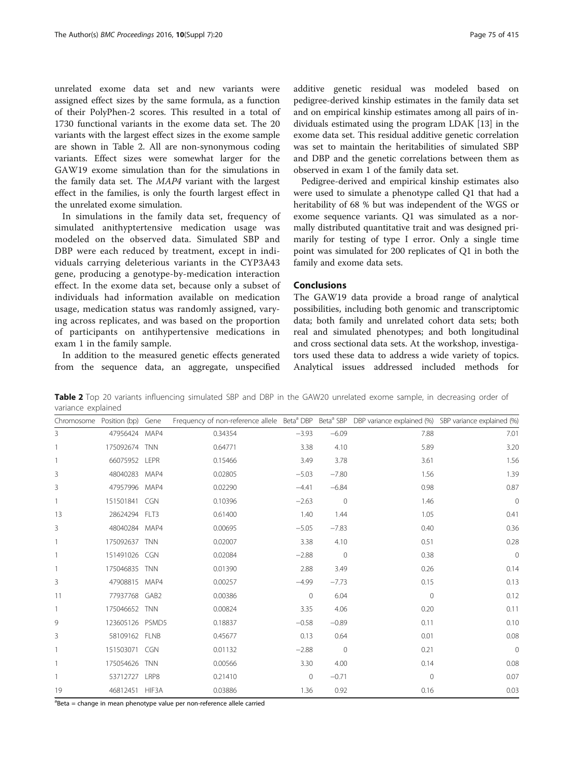unrelated exome data set and new variants were assigned effect sizes by the same formula, as a function of their PolyPhen-2 scores. This resulted in a total of 1730 functional variants in the exome data set. The 20 variants with the largest effect sizes in the exome sample are shown in Table 2. All are non-synonymous coding variants. Effect sizes were somewhat larger for the GAW19 exome simulation than for the simulations in the family data set. The *MAP4* variant with the largest effect in the families, is only the fourth largest effect in the unrelated exome simulation.

In simulations in the family data set, frequency of simulated anithyptertensive medication usage was modeled on the observed data. Simulated SBP and DBP were each reduced by treatment, except in individuals carrying deleterious variants in the CYP3A43 gene, producing a genotype-by-medication interaction effect. In the exome data set, because only a subset of individuals had information available on medication usage, medication status was randomly assigned, varying across replicates, and was based on the proportion of participants on antihypertensive medications in exam 1 in the family sample.

In addition to the measured genetic effects generated from the sequence data, an aggregate, unspecified additive genetic residual was modeled based on pedigree-derived kinship estimates in the family data set and on empirical kinship estimates among all pairs of individuals estimated using the program LDAK [13] in the exome data set. This residual additive genetic correlation was set to maintain the heritabilities of simulated SBP and DBP and the genetic correlations between them as observed in exam 1 of the family data set.

Pedigree-derived and empirical kinship estimates also were used to simulate a phenotype called Q1 that had a heritability of 68 % but was independent of the WGS or exome sequence variants. Q1 was simulated as a normally distributed quantitative trait and was designed primarily for testing of type I error. Only a single time point was simulated for 200 replicates of Q1 in both the family and exome data sets.

## Conclusions

The GAW19 data provide a broad range of analytical possibilities, including both genomic and transcriptomic data; both family and unrelated cohort data sets; both real and simulated phenotypes; and both longitudinal and cross sectional data sets. At the workshop, investigators used these data to address a wide variety of topics. Analytical issues addressed included methods for

**Table 2** Top 20 variants influencing simulated SBP and DBP in the GAW20 unrelated exome sample, in decreasing order of variance explained

| Chromosome | Position (bp) | Gene | Frequency of non-reference allele | Beta[a] DBP | Beta[a] SBP | DBP variance explained (%) | SBP variance explained (%) |
|---|---|---|---|---|---|---|---|
| 3 | 47956424 | MAP4 | 0.34354 | −3.93 | −6.09 | 7.88 | 7.01 |
| 1 | 175092674 | TNN | 0.64771 | 3.38 | 4.10 | 5.89 | 3.20 |
| 1 | 66075952 | LEPR | 0.15466 | 3.49 | 3.78 | 3.61 | 1.56 |
| 3 | 48040283 | MAP4 | 0.02805 | −5.03 | −7.80 | 1.56 | 1.39 |
| 3 | 47957996 | MAP4 | 0.02290 | −4.41 | −6.84 | 0.98 | 0.87 |
| 1 | 151501841 | CGN | 0.10396 | −2.63 | 0 | 1.46 | 0 |
| 13 | 28624294 | FLT3 | 0.61400 | 1.40 | 1.44 | 1.05 | 0.41 |
| 3 | 48040284 | MAP4 | 0.00695 | −5.05 | −7.83 | 0.40 | 0.36 |
| 1 | 175092637 | TNN | 0.02007 | 3.38 | 4.10 | 0.51 | 0.28 |
| 1 | 151491026 | CGN | 0.02084 | −2.88 | 0 | 0.38 | 0 |
| 1 | 175046835 | TNN | 0.01390 | 2.88 | 3.49 | 0.26 | 0.14 |
| 3 | 47908815 | MAP4 | 0.00257 | −4.99 | −7.73 | 0.15 | 0.13 |
| 11 | 77937768 | GAB2 | 0.00386 | 0 | 6.04 | 0 | 0.12 |
| 1 | 175046652 | TNN | 0.00824 | 3.35 | 4.06 | 0.20 | 0.11 |
| 9 | 123605126 | PSMD5 | 0.18837 | −0.58 | −0.89 | 0.11 | 0.10 |
| 3 | 58109162 | FLNB | 0.45677 | 0.13 | 0.64 | 0.01 | 0.08 |
| 1 | 151503071 | CGN | 0.01132 | −2.88 | 0 | 0.21 | 0 |
| 1 | 175054626 | TNN | 0.00566 | 3.30 | 4.00 | 0.14 | 0.08 |
| 1 | 53712727 | LRP8 | 0.21410 | 0 | −0.71 | 0 | 0.07 |
| 19 | 46812451 | HIF3A | 0.03886 | 1.36 | 0.92 | 0.16 | 0.03 |

[a]Beta = change in mean phenotype value per non-reference allele carried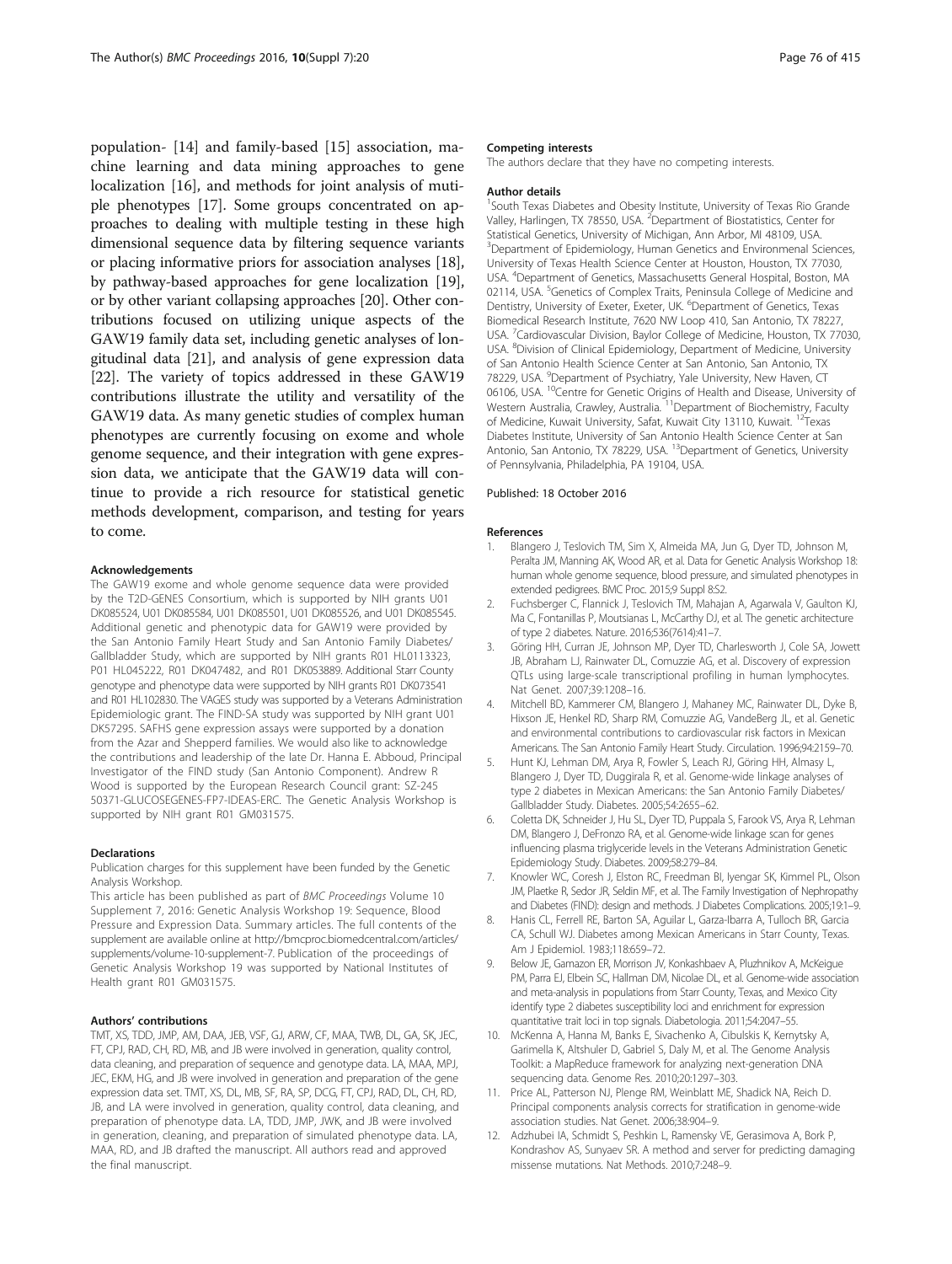population- [14] and family-based [15] association, machine learning and data mining approaches to gene localization [16], and methods for joint analysis of mutiple phenotypes [17]. Some groups concentrated on approaches to dealing with multiple testing in these high dimensional sequence data by filtering sequence variants or placing informative priors for association analyses [18], by pathway-based approaches for gene localization [19], or by other variant collapsing approaches [20]. Other contributions focused on utilizing unique aspects of the GAW19 family data set, including genetic analyses of longitudinal data [21], and analysis of gene expression data [22]. The variety of topics addressed in these GAW19 contributions illustrate the utility and versatility of the GAW19 data. As many genetic studies of complex human phenotypes are currently focusing on exome and whole genome sequence, and their integration with gene expression data, we anticipate that the GAW19 data will continue to provide a rich resource for statistical genetic methods development, comparison, and testing for years to come.

#### Acknowledgements

The GAW19 exome and whole genome sequence data were provided by the T2D-GENES Consortium, which is supported by NIH grants U01 DK085524, U01 DK085584, U01 DK085501, U01 DK085526, and U01 DK085545. Additional genetic and phenotypic data for GAW19 were provided by the San Antonio Family Heart Study and San Antonio Family Diabetes/Gallbladder Study, which are supported by NIH grants R01 HL0113323, P01 HL045222, R01 DK047482, and R01 DK053889. Additional Starr County genotype and phenotype data were supported by NIH grants R01 DK073541 and R01 HL102830. The VAGES study was supported by a Veterans Administration Epidemiologic grant. The FIND-SA study was supported by NIH grant U01 DK57295. SAFHS gene expression assays were supported by a donation from the Azar and Shepperd families. We would also like to acknowledge the contributions and leadership of the late Dr. Hanna E. Abboud, Principal Investigator of the FIND study (San Antonio Component). Andrew R Wood is supported by the European Research Council grant: SZ-245 50371-GLUCOSEGENES-FP7-IDEAS-ERC. The Genetic Analysis Workshop is supported by NIH grant R01 GM031575.

#### Declarations

Publication charges for this supplement have been funded by the Genetic Analysis Workshop.

This article has been published as part of *BMC Proceedings* Volume 10 Supplement 7, 2016: Genetic Analysis Workshop 19: Sequence, Blood Pressure and Expression Data. Summary articles. The full contents of the supplement are available online at http://bmcproc.biomedcentral.com/articles/supplements/volume-10-supplement-7. Publication of the proceedings of Genetic Analysis Workshop 19 was supported by National Institutes of Health grant R01 GM031575.

#### Authors' contributions

TMT, XS, TDD, JMP, AM, DAA, JEB, VSF, GJ, ARW, CF, MAA, TWB, DL, GA, SK, JEC, FT, CPJ, RAD, CH, RD, MB, and JB were involved in generation, quality control, data cleaning, and preparation of sequence and genotype data. LA, MAA, MPJ, JEC, EKM, HG, and JB were involved in generation and preparation of the gene expression data set. TMT, XS, DL, MB, SF, RA, SP, DCG, FT, CPJ, RAD, DL, CH, RD, JB, and LA were involved in generation, quality control, data cleaning, and preparation of phenotype data. LA, TDD, JMP, JWK, and JB were involved in generation, cleaning, and preparation of simulated phenotype data. LA, MAA, RD, and JB drafted the manuscript. All authors read and approved the final manuscript.

#### Competing interests

The authors declare that they have no competing interests.

#### Author details

[1]South Texas Diabetes and Obesity Institute, University of Texas Rio Grande Valley, Harlingen, TX 78550, USA. [2]Department of Biostatistics, Center for Statistical Genetics, University of Michigan, Ann Arbor, MI 48109, USA. [3]Department of Epidemiology, Human Genetics and Environmental Sciences, University of Texas Health Science Center at Houston, Houston, TX 77030, USA. [4]Department of Genetics, Massachusetts General Hospital, Boston, MA 02114, USA. [5]Genetics of Complex Traits, Peninsula College of Medicine and Dentistry, University of Exeter, Exeter, UK. [6]Department of Genetics, Texas Biomedical Research Institute, 7620 NW Loop 410, San Antonio, TX 78227, USA. [7]Cardiovascular Division, Baylor College of Medicine, Houston, TX 77030, USA. [8]Division of Clinical Epidemiology, Department of Medicine, University of San Antonio Health Science Center at San Antonio, San Antonio, TX 78229, USA. [9]Department of Psychiatry, Yale University, New Haven, CT 06106, USA. [10]Centre for Genetic Origins of Health and Disease, University of Western Australia, Crawley, Australia. [11]Department of Biochemistry, Faculty of Medicine, Kuwait University, Safat, Kuwait City 13110, Kuwait. [12]Texas Diabetes Institute, University of San Antonio Health Science Center at San Antonio, San Antonio, TX 78229, USA. [13]Department of Genetics, University of Pennsylvania, Philadelphia, PA 19104, USA.

Published: 18 October 2016

#### References

1. Blangero J, Teslovich TM, Sim X, Almeida MA, Jun G, Dyer TD, Johnson M, Peralta JM, Manning AK, Wood AR, et al. Data for Genetic Analysis Workshop 18: human whole genome sequence, blood pressure, and simulated phenotypes in extended pedigrees. BMC Proc. 2015;9 Suppl 8:S2.
2. Fuchsberger C, Flannick J, Teslovich TM, Mahajan A, Agarwala V, Gaulton KJ, Ma C, Fontanillas P, Moutsianas L, McCarthy DJ, et al. The genetic architecture of type 2 diabetes. Nature. 2016;536(7614):41–7.
3. Göring HH, Curran JE, Johnson MP, Dyer TD, Charlesworth J, Cole SA, Jowett JB, Abraham LJ, Rainwater DL, Comuzzie AG, et al. Discovery of expression QTLs using large-scale transcriptional profiling in human lymphocytes. Nat Genet. 2007;39:1208–16.
4. Mitchell BD, Kammerer CM, Blangero J, Mahaney MC, Rainwater DL, Dyke B, Hixson JE, Henkel RD, Sharp RM, Comuzzie AG, VandeBerg JL, et al. Genetic and environmental contributions to cardiovascular risk factors in Mexican Americans. The San Antonio Family Heart Study. Circulation. 1996;94:2159–70.
5. Hunt KJ, Lehman DM, Arya R, Fowler S, Leach RJ, Göring HH, Almasy L, Blangero J, Dyer TD, Duggirala R, et al. Genome-wide linkage analyses of type 2 diabetes in Mexican Americans: the San Antonio Family Diabetes/Gallbladder Study. Diabetes. 2005;54:2655–62.
6. Coletta DK, Schneider J, Hu SL, Dyer TD, Puppala S, Farook VS, Arya R, Lehman DM, Blangero J, DeFronzo RA, et al. Genome-wide linkage scan for genes influencing plasma triglyceride levels in the Veterans Administration Genetic Epidemiology Study. Diabetes. 2009;58:279–84.
7. Knowler WC, Coresh J, Elston RC, Freedman BI, Iyengar SK, Kimmel PL, Olson JM, Plaetke R, Sedor JR, Seldin MF, et al. The Family Investigation of Nephropathy and Diabetes (FIND): design and methods. J Diabetes Complications. 2005;19:1–9.
8. Hanis CL, Ferrell RE, Barton SA, Aguilar L, Garza-Ibarra A, Tulloch BR, Garcia CA, Schull WJ. Diabetes among Mexican Americans in Starr County, Texas. Am J Epidemiol. 1983;118:659–72.
9. Below JE, Gamazon ER, Morrison JV, Konkashbaev A, Pluzhnikov A, McKeigue PM, Parra EJ, Elbein SC, Hallman DM, Nicolae DL, et al. Genome-wide association and meta-analysis in populations from Starr County, Texas, and Mexico City identify type 2 diabetes susceptibility loci and enrichment for expression quantitative trait loci in top signals. Diabetologia. 2011;54:2047–55.
10. McKenna A, Hanna M, Banks E, Sivachenko A, Cibulskis K, Kernytsky A, Garimella K, Altshuler D, Gabriel S, Daly M, et al. The Genome Analysis Toolkit: a MapReduce framework for analyzing next-generation DNA sequencing data. Genome Res. 2010;20:1297–303.
11. Price AL, Patterson NJ, Plenge RM, Weinblatt ME, Shadick NA, Reich D. Principal components analysis corrects for stratification in genome-wide association studies. Nat Genet. 2006;38:904–9.
12. Adzhubei IA, Schmidt S, Peshkin L, Ramensky VE, Gerasimova A, Bork P, Kondrashov AS, Sunyaev SR. A method and server for predicting damaging missense mutations. Nat Methods. 2010;7:248–9.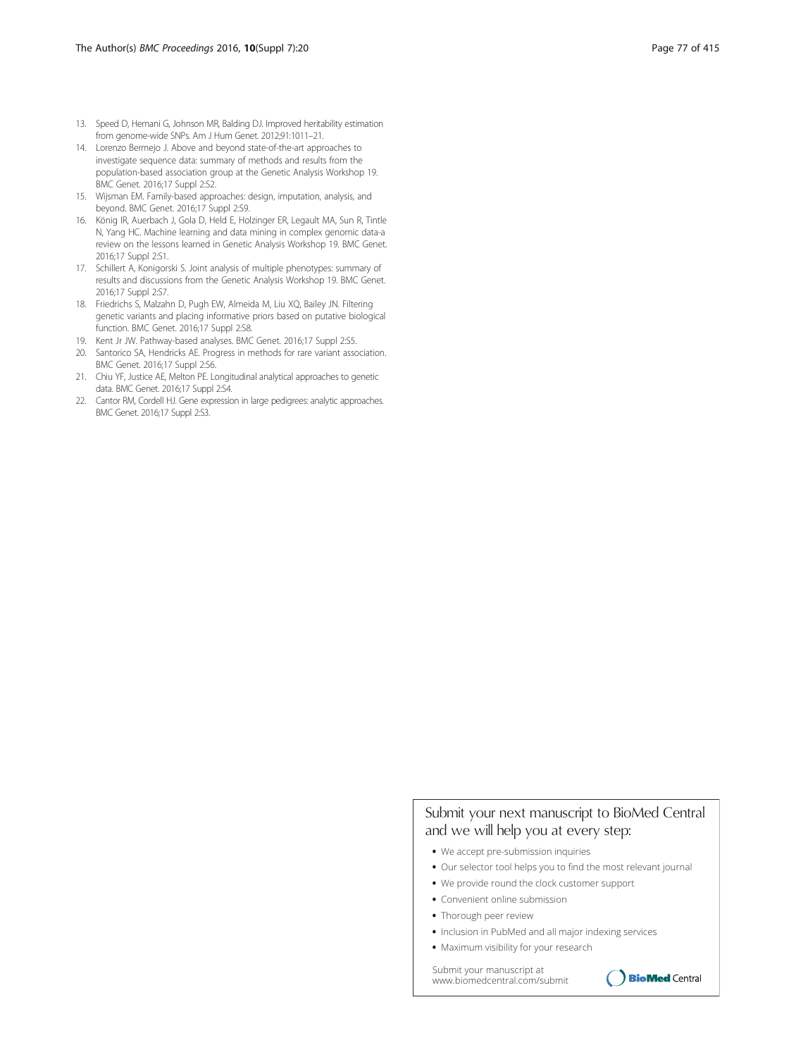13. Speed D, Hemani G, Johnson MR, Balding DJ. Improved heritability estimation from genome-wide SNPs. Am J Hum Genet. 2012;91:1011–21.
14. Lorenzo Bermejo J. Above and beyond state-of-the-art approaches to investigate sequence data: summary of methods and results from the population-based association group at the Genetic Analysis Workshop 19. BMC Genet. 2016;17 Suppl 2:S2.
15. Wijsman EM. Family-based approaches: design, imputation, analysis, and beyond. BMC Genet. 2016;17 Suppl 2:S9.
16. König IR, Auerbach J, Gola D, Held E, Holzinger ER, Legault MA, Sun R, Tintle N, Yang HC. Machine learning and data mining in complex genomic data-a review on the lessons learned in Genetic Analysis Workshop 19. BMC Genet. 2016;17 Suppl 2:S1.
17. Schillert A, Konigorski S. Joint analysis of multiple phenotypes: summary of results and discussions from the Genetic Analysis Workshop 19. BMC Genet. 2016;17 Suppl 2:S7.
18. Friedrichs S, Malzahn D, Pugh EW, Almeida M, Liu XQ, Bailey JN. Filtering genetic variants and placing informative priors based on putative biological function. BMC Genet. 2016;17 Suppl 2:S8.
19. Kent Jr JW. Pathway-based analyses. BMC Genet. 2016;17 Suppl 2:S5.
20. Santorico SA, Hendricks AE. Progress in methods for rare variant association. BMC Genet. 2016;17 Suppl 2:S6.
21. Chiu YF, Justice AE, Melton PE. Longitudinal analytical approaches to genetic data. BMC Genet. 2016;17 Suppl 2:S4.
22. Cantor RM, Cordell HJ. Gene expression in large pedigrees: analytic approaches. BMC Genet. 2016;17 Suppl 2:S3.

Submit your next manuscript to BioMed Central and we will help you at every step:

- We accept pre-submission inquiries
- Our selector tool helps you to find the most relevant journal
- We provide round the clock customer support
- Convenient online submission
- Thorough peer review
- Inclusion in PubMed and all major indexing services
- Maximum visibility for your research

Submit your manuscript at
www.biomedcentral.com/submit

BioMed Central